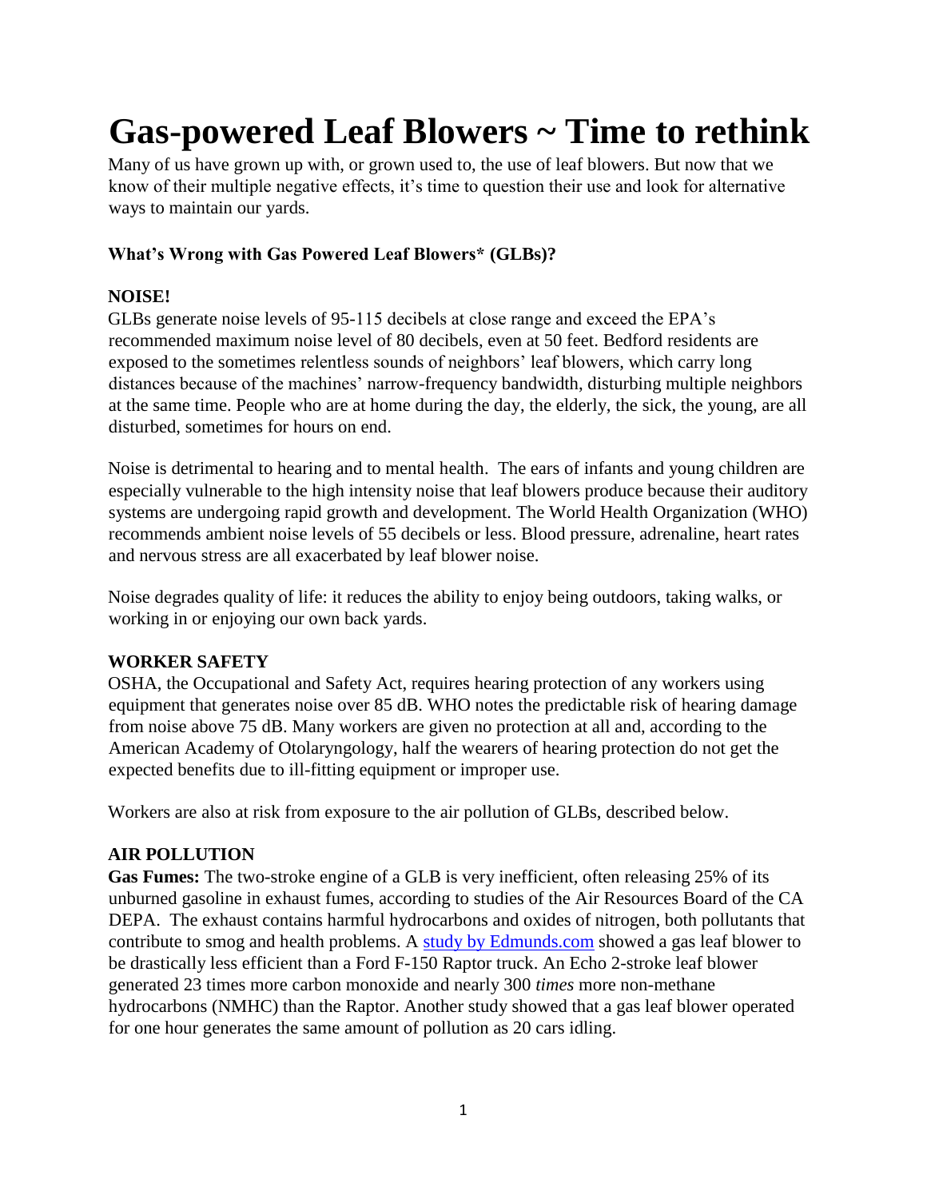# Gas-powered Leaf Blowers ~ Time to rethink

Many of us have grown up with, or grown used to, the use of leaf blowers. But now that we know of their multiple negative effects, it's time to question their use and look for alternative ways to maintain our yards.

### What's Wrong with Gas Powered Leaf Blowers* (GLBs)?

**NOISE!**

GLBs generate noise levels of 95-115 decibels at close range and exceed the EPA's recommended maximum noise level of 80 decibels, even at 50 feet. Bedford residents are exposed to the sometimes relentless sounds of neighbors' leaf blowers, which carry long distances because of the machines' narrow-frequency bandwidth, disturbing multiple neighbors at the same time. People who are at home during the day, the elderly, the sick, the young, are all disturbed, sometimes for hours on end.

Noise is detrimental to hearing and to mental health. The ears of infants and young children are especially vulnerable to the high intensity noise that leaf blowers produce because their auditory systems are undergoing rapid growth and development. The World Health Organization (WHO) recommends ambient noise levels of 55 decibels or less. Blood pressure, adrenaline, heart rates and nervous stress are all exacerbated by leaf blower noise.

Noise degrades quality of life: it reduces the ability to enjoy being outdoors, taking walks, or working in or enjoying our own back yards.

**WORKER SAFETY**

OSHA, the Occupational and Safety Act, requires hearing protection of any workers using equipment that generates noise over 85 dB. WHO notes the predictable risk of hearing damage from noise above 75 dB. Many workers are given no protection at all and, according to the American Academy of Otolaryngology, half the wearers of hearing protection do not get the expected benefits due to ill-fitting equipment or improper use.

Workers are also at risk from exposure to the air pollution of GLBs, described below.

**AIR POLLUTION**

**Gas Fumes:** The two-stroke engine of a GLB is very inefficient, often releasing 25% of its unburned gasoline in exhaust fumes, according to studies of the Air Resources Board of the CA DEPA. The exhaust contains harmful hydrocarbons and oxides of nitrogen, both pollutants that contribute to smog and health problems. A study by Edmunds.com showed a gas leaf blower to be drastically less efficient than a Ford F-150 Raptor truck. An Echo 2-stroke leaf blower generated 23 times more carbon monoxide and nearly 300 *times* more non-methane hydrocarbons (NMHC) than the Raptor. Another study showed that a gas leaf blower operated for one hour generates the same amount of pollution as 20 cars idling.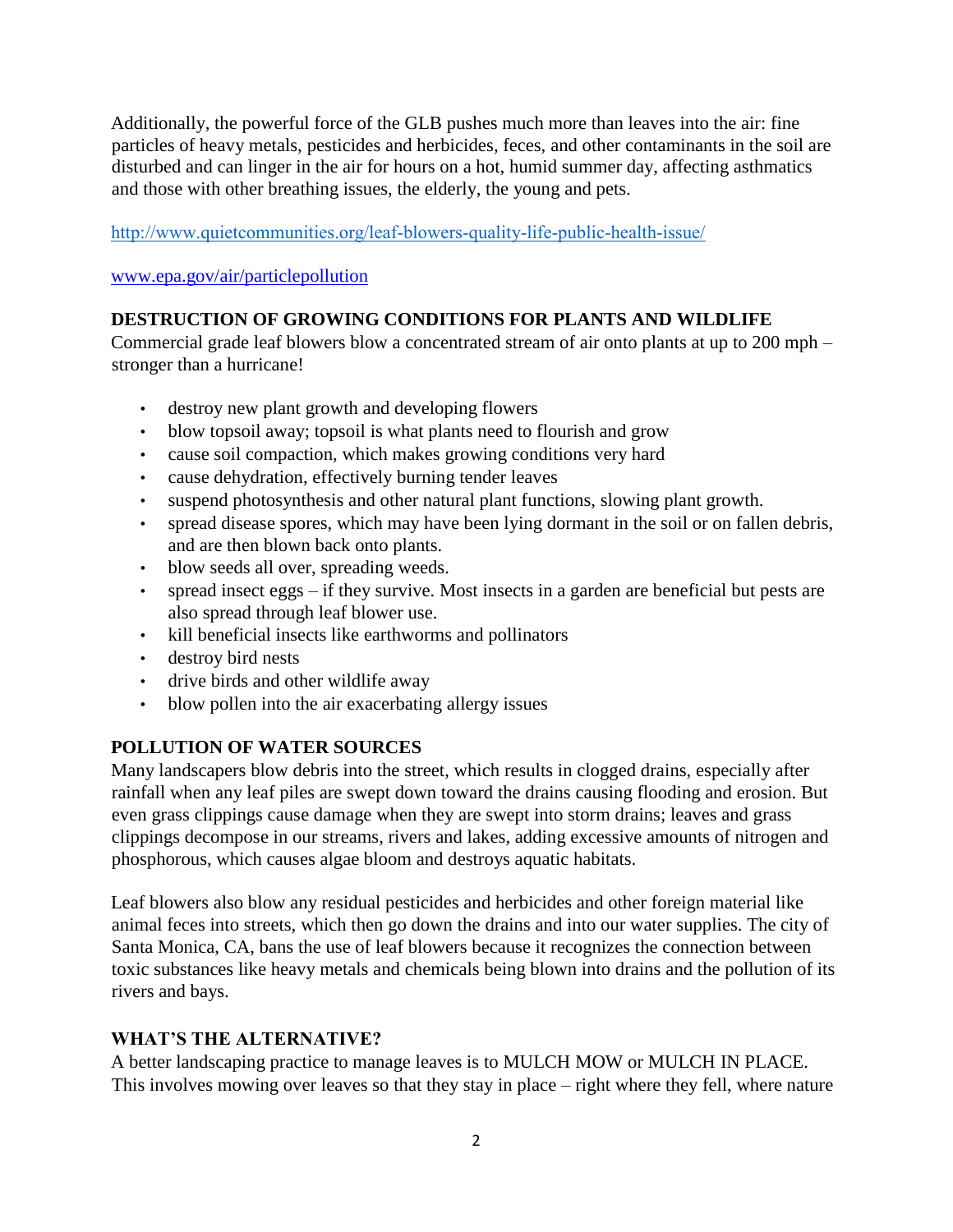Additionally, the powerful force of the GLB pushes much more than leaves into the air: fine particles of heavy metals, pesticides and herbicides, feces, and other contaminants in the soil are disturbed and can linger in the air for hours on a hot, humid summer day, affecting asthmatics and those with other breathing issues, the elderly, the young and pets.

http://www.quietcommunities.org/leaf-blowers-quality-life-public-health-issue/

www.epa.gov/air/particlepollution

**DESTRUCTION OF GROWING CONDITIONS FOR PLANTS AND WILDLIFE**

Commercial grade leaf blowers blow a concentrated stream of air onto plants at up to 200 mph – stronger than a hurricane!

- destroy new plant growth and developing flowers
- blow topsoil away; topsoil is what plants need to flourish and grow
- cause soil compaction, which makes growing conditions very hard
- cause dehydration, effectively burning tender leaves
- suspend photosynthesis and other natural plant functions, slowing plant growth.
- spread disease spores, which may have been lying dormant in the soil or on fallen debris, and are then blown back onto plants.
- blow seeds all over, spreading weeds.
- spread insect eggs – if they survive. Most insects in a garden are beneficial but pests are also spread through leaf blower use.
- kill beneficial insects like earthworms and pollinators
- destroy bird nests
- drive birds and other wildlife away
- blow pollen into the air exacerbating allergy issues

**POLLUTION OF WATER SOURCES**

Many landscapers blow debris into the street, which results in clogged drains, especially after rainfall when any leaf piles are swept down toward the drains causing flooding and erosion. But even grass clippings cause damage when they are swept into storm drains; leaves and grass clippings decompose in our streams, rivers and lakes, adding excessive amounts of nitrogen and phosphorous, which causes algae bloom and destroys aquatic habitats.

Leaf blowers also blow any residual pesticides and herbicides and other foreign material like animal feces into streets, which then go down the drains and into our water supplies. The city of Santa Monica, CA, bans the use of leaf blowers because it recognizes the connection between toxic substances like heavy metals and chemicals being blown into drains and the pollution of its rivers and bays.

**WHAT'S THE ALTERNATIVE?**

A better landscaping practice to manage leaves is to MULCH MOW or MULCH IN PLACE. This involves mowing over leaves so that they stay in place – right where they fell, where nature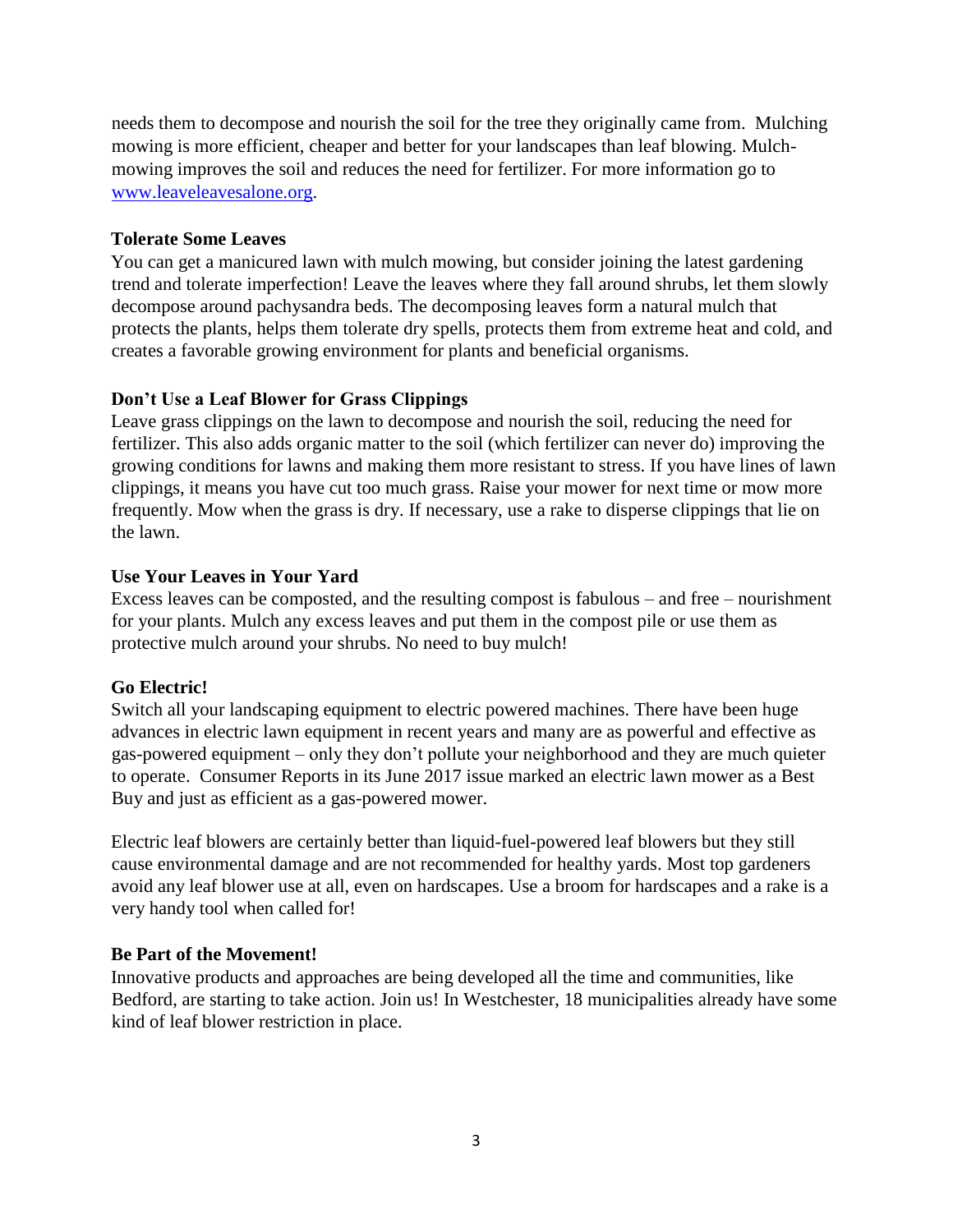needs them to decompose and nourish the soil for the tree they originally came from. Mulching mowing is more efficient, cheaper and better for your landscapes than leaf blowing. Mulch-mowing improves the soil and reduces the need for fertilizer. For more information go to [www.leaveleavesalone.org](http://www.leaveleavesalone.org).

**Tolerate Some Leaves**

You can get a manicured lawn with mulch mowing, but consider joining the latest gardening trend and tolerate imperfection! Leave the leaves where they fall around shrubs, let them slowly decompose around pachysandra beds. The decomposing leaves form a natural mulch that protects the plants, helps them tolerate dry spells, protects them from extreme heat and cold, and creates a favorable growing environment for plants and beneficial organisms.

**Don't Use a Leaf Blower for Grass Clippings**

Leave grass clippings on the lawn to decompose and nourish the soil, reducing the need for fertilizer. This also adds organic matter to the soil (which fertilizer can never do) improving the growing conditions for lawns and making them more resistant to stress. If you have lines of lawn clippings, it means you have cut too much grass. Raise your mower for next time or mow more frequently. Mow when the grass is dry. If necessary, use a rake to disperse clippings that lie on the lawn.

**Use Your Leaves in Your Yard**

Excess leaves can be composted, and the resulting compost is fabulous – and free – nourishment for your plants. Mulch any excess leaves and put them in the compost pile or use them as protective mulch around your shrubs. No need to buy mulch!

**Go Electric!**

Switch all your landscaping equipment to electric powered machines. There have been huge advances in electric lawn equipment in recent years and many are as powerful and effective as gas-powered equipment – only they don't pollute your neighborhood and they are much quieter to operate. Consumer Reports in its June 2017 issue marked an electric lawn mower as a Best Buy and just as efficient as a gas-powered mower.

Electric leaf blowers are certainly better than liquid-fuel-powered leaf blowers but they still cause environmental damage and are not recommended for healthy yards. Most top gardeners avoid any leaf blower use at all, even on hardscapes. Use a broom for hardscapes and a rake is a very handy tool when called for!

**Be Part of the Movement!**

Innovative products and approaches are being developed all the time and communities, like Bedford, are starting to take action. Join us! In Westchester, 18 municipalities already have some kind of leaf blower restriction in place.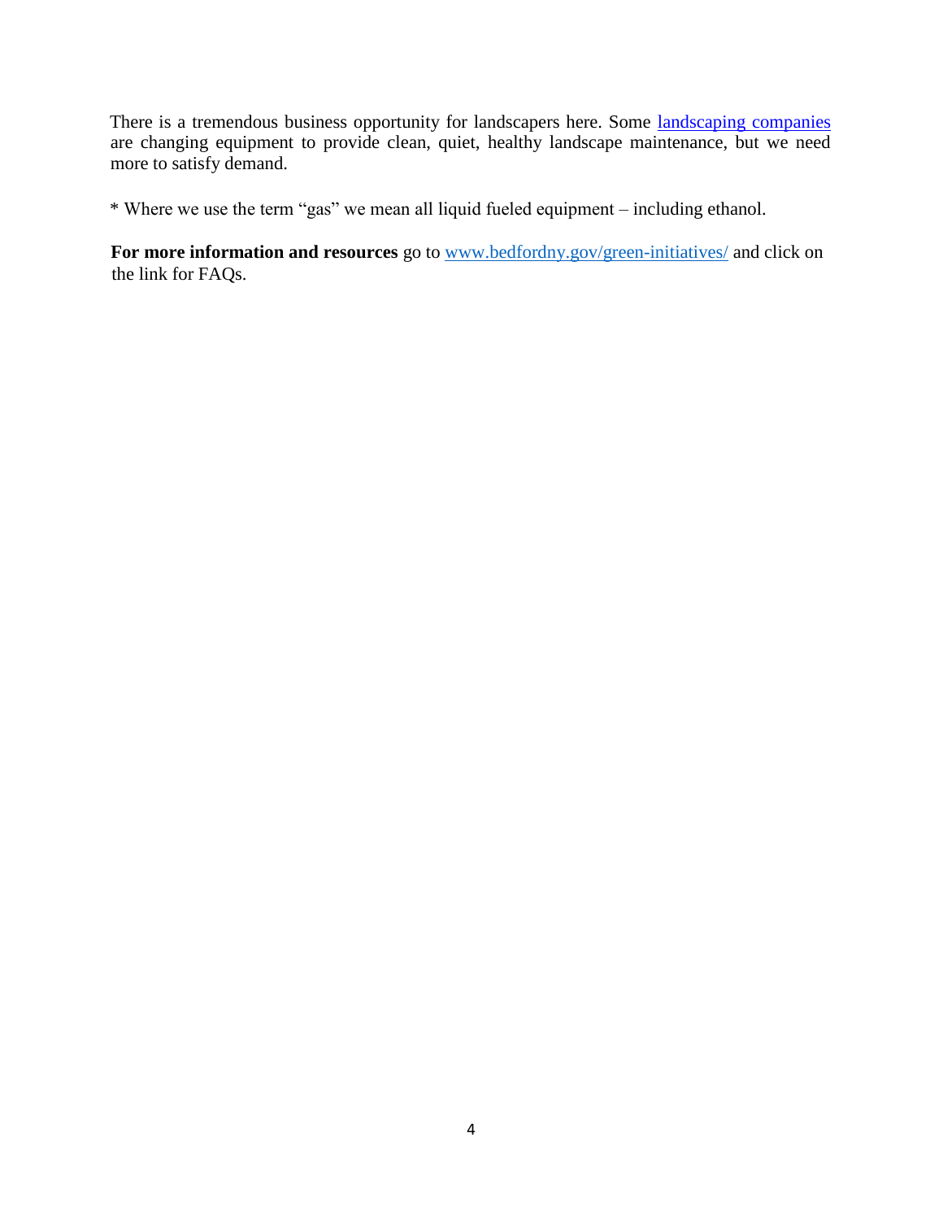There is a tremendous business opportunity for landscapers here. Some landscaping companies are changing equipment to provide clean, quiet, healthy landscape maintenance, but we need more to satisfy demand.

* Where we use the term "gas" we mean all liquid fueled equipment – including ethanol.

**For more information and resources** go to www.bedfordny.gov/green-initiatives/ and click on the link for FAQs.